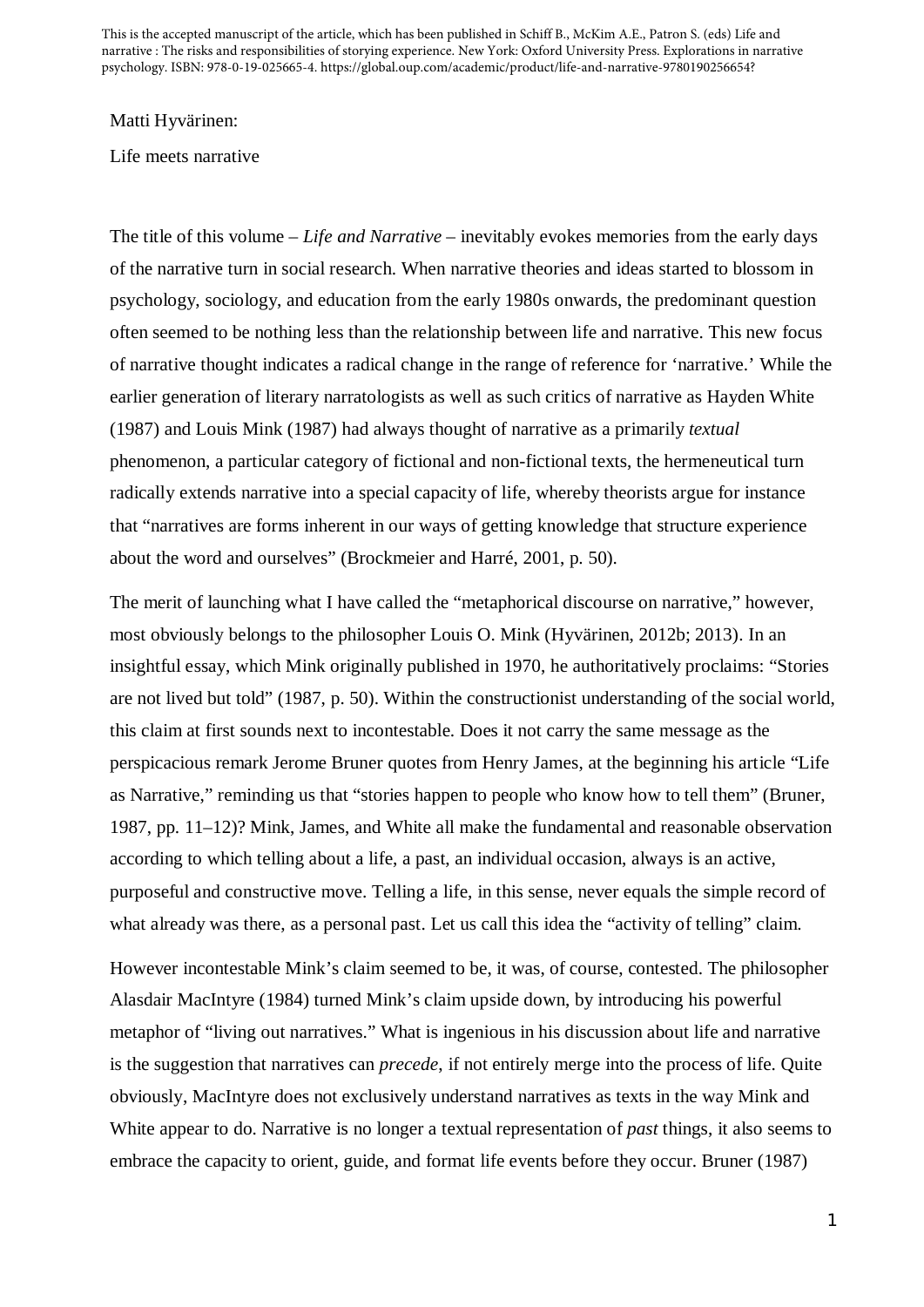This is the accepted manuscript of the article, which has been published in Schiff B., McKim A.E., Patron S. (eds) Life and narrative : The risks and responsibilities of storying experience. New York: Oxford University Press. Explorations in narrative psychology. ISBN: 978-0-19-025665-4. https://global.oup.com/academic/product/life-and-narrative-9780190256654?

Matti Hyvärinen:

Life meets narrative

The title of this volume – *Life and Narrative* – inevitably evokes memories from the early days of the narrative turn in social research. When narrative theories and ideas started to blossom in psychology, sociology, and education from the early 1980s onwards, the predominant question often seemed to be nothing less than the relationship between life and narrative. This new focus of narrative thought indicates a radical change in the range of reference for 'narrative.' While the earlier generation of literary narratologists as well as such critics of narrative as Hayden White (1987) and Louis Mink (1987) had always thought of narrative as a primarily *textual* phenomenon, a particular category of fictional and non-fictional texts, the hermeneutical turn radically extends narrative into a special capacity of life, whereby theorists argue for instance that "narratives are forms inherent in our ways of getting knowledge that structure experience about the word and ourselves" (Brockmeier and Harré, 2001, p. 50).

The merit of launching what I have called the "metaphorical discourse on narrative," however, most obviously belongs to the philosopher Louis O. Mink (Hyvärinen, 2012b; 2013). In an insightful essay, which Mink originally published in 1970, he authoritatively proclaims: "Stories are not lived but told" (1987, p. 50). Within the constructionist understanding of the social world, this claim at first sounds next to incontestable. Does it not carry the same message as the perspicacious remark Jerome Bruner quotes from Henry James, at the beginning his article "Life as Narrative," reminding us that "stories happen to people who know how to tell them" (Bruner, 1987, pp. 11–12)? Mink, James, and White all make the fundamental and reasonable observation according to which telling about a life, a past, an individual occasion, always is an active, purposeful and constructive move. Telling a life, in this sense, never equals the simple record of what already was there, as a personal past. Let us call this idea the "activity of telling" claim.

However incontestable Mink's claim seemed to be, it was, of course, contested. The philosopher Alasdair MacIntyre (1984) turned Mink's claim upside down, by introducing his powerful metaphor of "living out narratives." What is ingenious in his discussion about life and narrative is the suggestion that narratives can *precede*, if not entirely merge into the process of life. Quite obviously, MacIntyre does not exclusively understand narratives as texts in the way Mink and White appear to do. Narrative is no longer a textual representation of *past* things, it also seems to embrace the capacity to orient, guide, and format life events before they occur. Bruner (1987)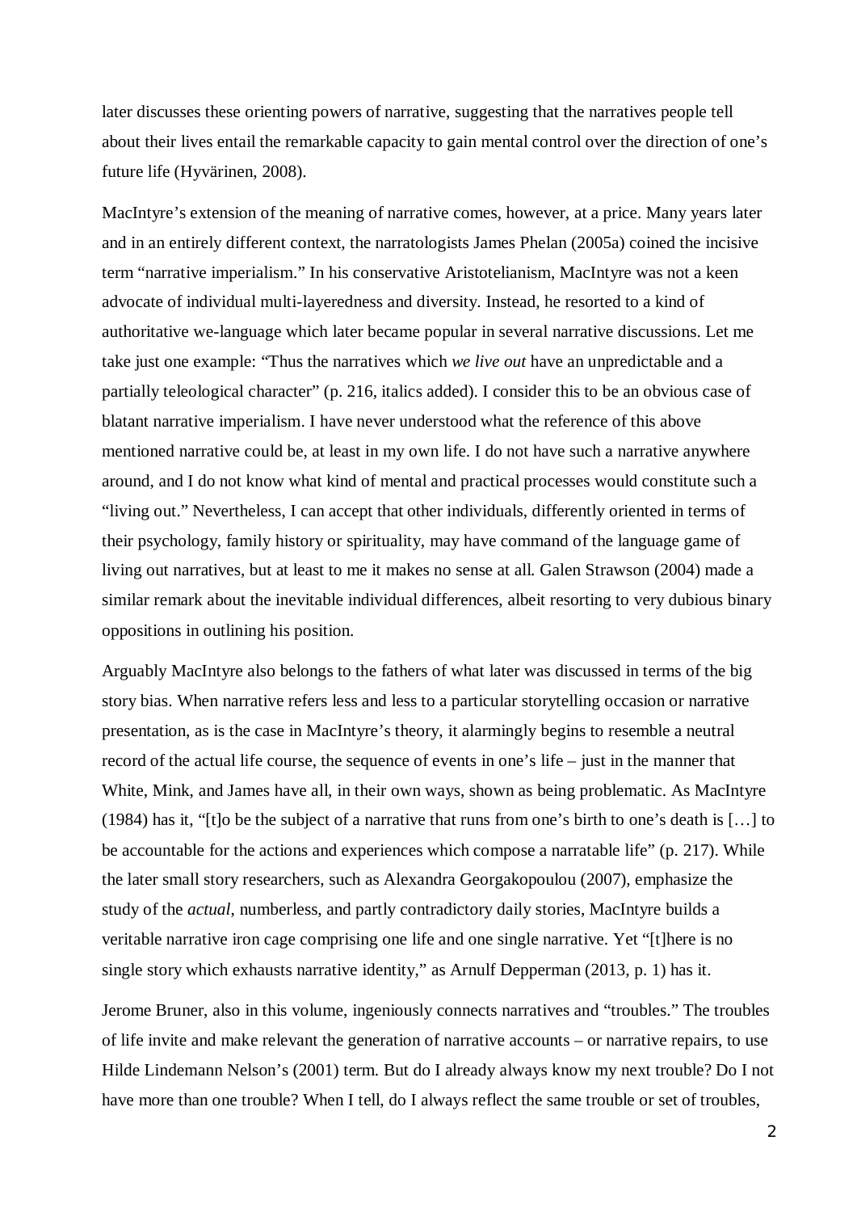later discusses these orienting powers of narrative, suggesting that the narratives people tell about their lives entail the remarkable capacity to gain mental control over the direction of one's future life (Hyvärinen, 2008).

MacIntyre's extension of the meaning of narrative comes, however, at a price. Many years later and in an entirely different context, the narratologists James Phelan (2005a) coined the incisive term "narrative imperialism." In his conservative Aristotelianism, MacIntyre was not a keen advocate of individual multi-layeredness and diversity. Instead, he resorted to a kind of authoritative we-language which later became popular in several narrative discussions. Let me take just one example: "Thus the narratives which *we live out* have an unpredictable and a partially teleological character" (p. 216, italics added). I consider this to be an obvious case of blatant narrative imperialism. I have never understood what the reference of this above mentioned narrative could be, at least in my own life. I do not have such a narrative anywhere around, and I do not know what kind of mental and practical processes would constitute such a "living out." Nevertheless, I can accept that other individuals, differently oriented in terms of their psychology, family history or spirituality, may have command of the language game of living out narratives, but at least to me it makes no sense at all. Galen Strawson (2004) made a similar remark about the inevitable individual differences, albeit resorting to very dubious binary oppositions in outlining his position.

Arguably MacIntyre also belongs to the fathers of what later was discussed in terms of the big story bias. When narrative refers less and less to a particular storytelling occasion or narrative presentation, as is the case in MacIntyre's theory, it alarmingly begins to resemble a neutral record of the actual life course, the sequence of events in one's life – just in the manner that White, Mink, and James have all, in their own ways, shown as being problematic. As MacIntyre (1984) has it, "[t]o be the subject of a narrative that runs from one's birth to one's death is […] to be accountable for the actions and experiences which compose a narratable life" (p. 217). While the later small story researchers, such as Alexandra Georgakopoulou (2007), emphasize the study of the *actual*, numberless, and partly contradictory daily stories, MacIntyre builds a veritable narrative iron cage comprising one life and one single narrative. Yet "[t]here is no single story which exhausts narrative identity," as Arnulf Depperman (2013, p. 1) has it.

Jerome Bruner, also in this volume, ingeniously connects narratives and "troubles." The troubles of life invite and make relevant the generation of narrative accounts – or narrative repairs, to use Hilde Lindemann Nelson's (2001) term. But do I already always know my next trouble? Do I not have more than one trouble? When I tell, do I always reflect the same trouble or set of troubles,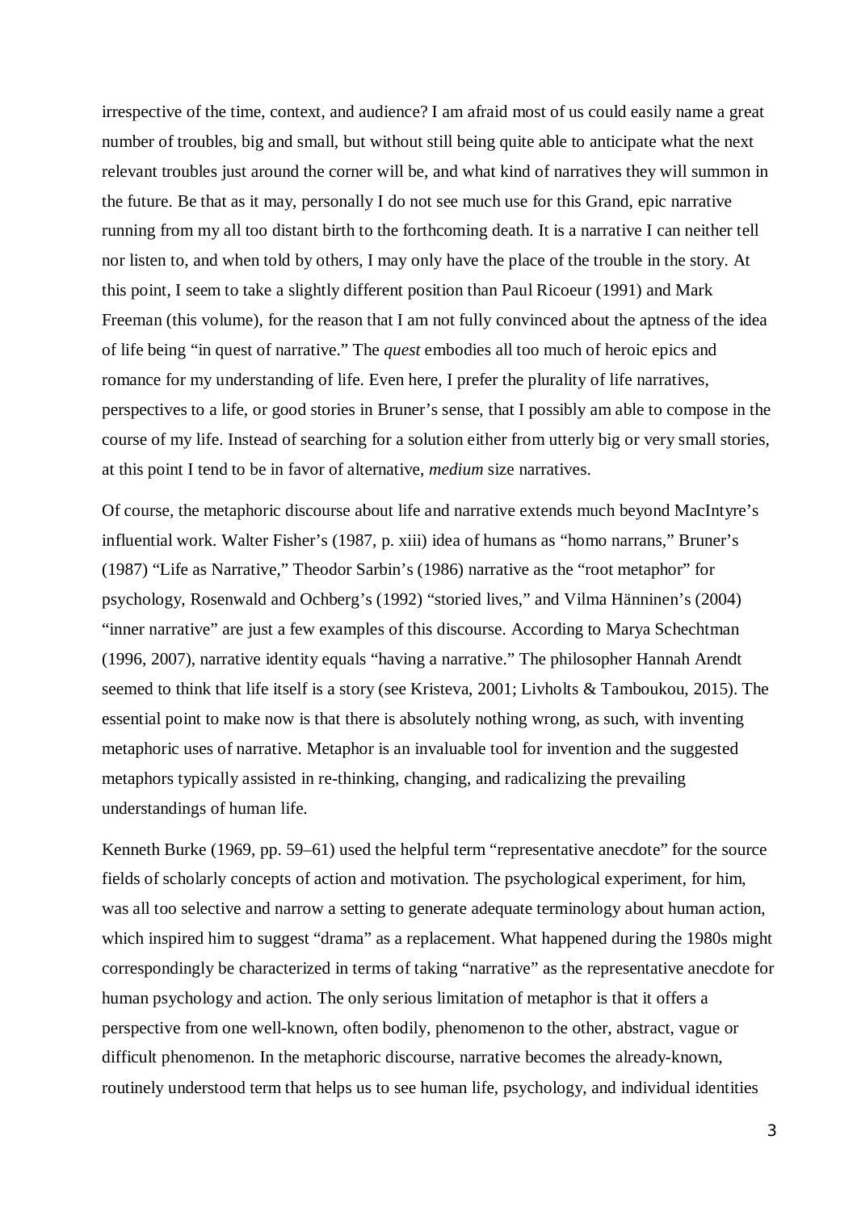irrespective of the time, context, and audience? I am afraid most of us could easily name a great number of troubles, big and small, but without still being quite able to anticipate what the next relevant troubles just around the corner will be, and what kind of narratives they will summon in the future. Be that as it may, personally I do not see much use for this Grand, epic narrative running from my all too distant birth to the forthcoming death. It is a narrative I can neither tell nor listen to, and when told by others, I may only have the place of the trouble in the story. At this point, I seem to take a slightly different position than Paul Ricoeur (1991) and Mark Freeman (this volume), for the reason that I am not fully convinced about the aptness of the idea of life being "in quest of narrative." The *quest* embodies all too much of heroic epics and romance for my understanding of life. Even here, I prefer the plurality of life narratives, perspectives to a life, or good stories in Bruner's sense, that I possibly am able to compose in the course of my life. Instead of searching for a solution either from utterly big or very small stories, at this point I tend to be in favor of alternative, *medium* size narratives.

Of course, the metaphoric discourse about life and narrative extends much beyond MacIntyre's influential work. Walter Fisher's (1987, p. xiii) idea of humans as "homo narrans," Bruner's (1987) "Life as Narrative," Theodor Sarbin's (1986) narrative as the "root metaphor" for psychology, Rosenwald and Ochberg's (1992) "storied lives," and Vilma Hänninen's (2004) "inner narrative" are just a few examples of this discourse. According to Marya Schechtman (1996, 2007), narrative identity equals "having a narrative." The philosopher Hannah Arendt seemed to think that life itself is a story (see Kristeva, 2001; Livholts & Tamboukou, 2015). The essential point to make now is that there is absolutely nothing wrong, as such, with inventing metaphoric uses of narrative. Metaphor is an invaluable tool for invention and the suggested metaphors typically assisted in re-thinking, changing, and radicalizing the prevailing understandings of human life.

Kenneth Burke (1969, pp. 59–61) used the helpful term "representative anecdote" for the source fields of scholarly concepts of action and motivation. The psychological experiment, for him, was all too selective and narrow a setting to generate adequate terminology about human action, which inspired him to suggest "drama" as a replacement. What happened during the 1980s might correspondingly be characterized in terms of taking "narrative" as the representative anecdote for human psychology and action. The only serious limitation of metaphor is that it offers a perspective from one well-known, often bodily, phenomenon to the other, abstract, vague or difficult phenomenon. In the metaphoric discourse, narrative becomes the already-known, routinely understood term that helps us to see human life, psychology, and individual identities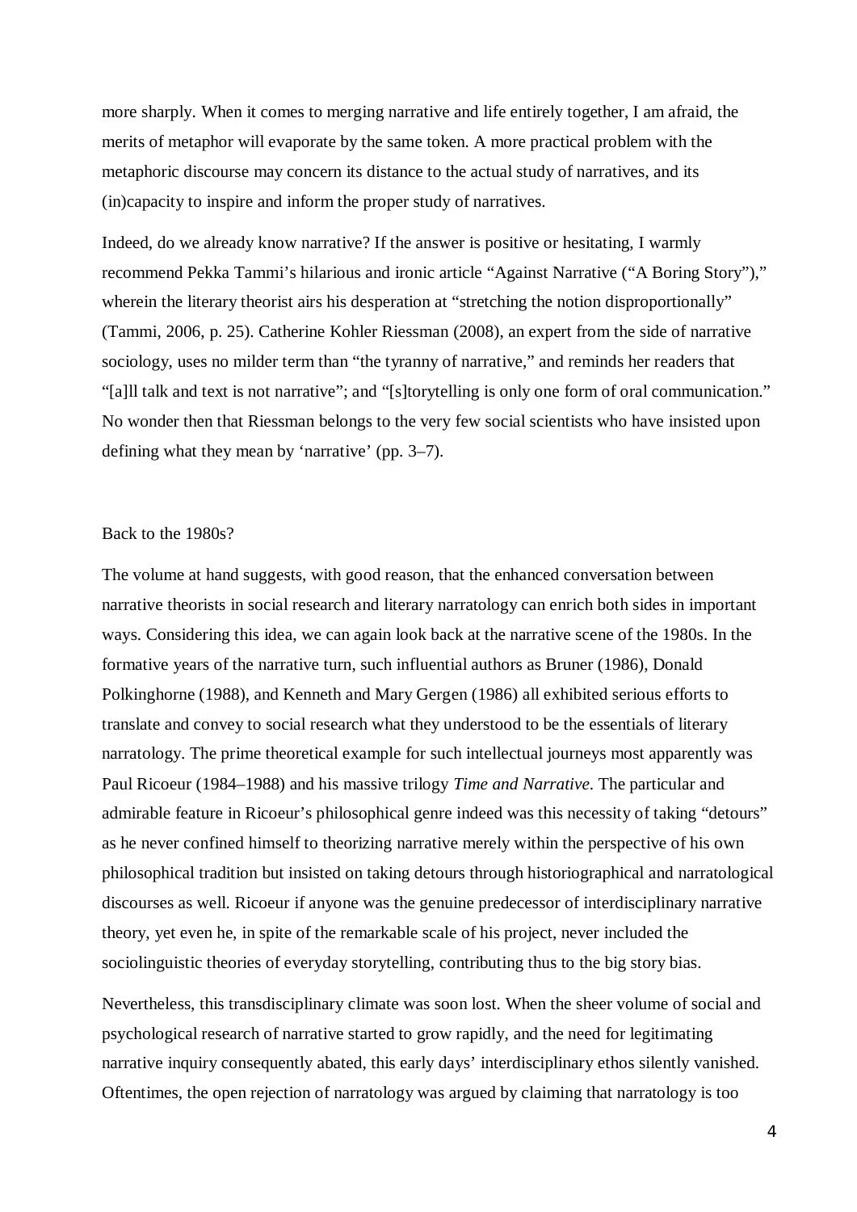more sharply. When it comes to merging narrative and life entirely together, I am afraid, the merits of metaphor will evaporate by the same token. A more practical problem with the metaphoric discourse may concern its distance to the actual study of narratives, and its (in)capacity to inspire and inform the proper study of narratives.

Indeed, do we already know narrative? If the answer is positive or hesitating, I warmly recommend Pekka Tammi's hilarious and ironic article "Against Narrative ("A Boring Story")," wherein the literary theorist airs his desperation at "stretching the notion disproportionally" (Tammi, 2006, p. 25). Catherine Kohler Riessman (2008), an expert from the side of narrative sociology, uses no milder term than "the tyranny of narrative," and reminds her readers that "[a]ll talk and text is not narrative"; and "[s]torytelling is only one form of oral communication." No wonder then that Riessman belongs to the very few social scientists who have insisted upon defining what they mean by 'narrative' (pp. 3–7).

## Back to the 1980s?

The volume at hand suggests, with good reason, that the enhanced conversation between narrative theorists in social research and literary narratology can enrich both sides in important ways. Considering this idea, we can again look back at the narrative scene of the 1980s. In the formative years of the narrative turn, such influential authors as Bruner (1986), Donald Polkinghorne (1988), and Kenneth and Mary Gergen (1986) all exhibited serious efforts to translate and convey to social research what they understood to be the essentials of literary narratology. The prime theoretical example for such intellectual journeys most apparently was Paul Ricoeur (1984–1988) and his massive trilogy *Time and Narrative*. The particular and admirable feature in Ricoeur's philosophical genre indeed was this necessity of taking "detours" as he never confined himself to theorizing narrative merely within the perspective of his own philosophical tradition but insisted on taking detours through historiographical and narratological discourses as well. Ricoeur if anyone was the genuine predecessor of interdisciplinary narrative theory, yet even he, in spite of the remarkable scale of his project, never included the sociolinguistic theories of everyday storytelling, contributing thus to the big story bias.

Nevertheless, this transdisciplinary climate was soon lost. When the sheer volume of social and psychological research of narrative started to grow rapidly, and the need for legitimating narrative inquiry consequently abated, this early days' interdisciplinary ethos silently vanished. Oftentimes, the open rejection of narratology was argued by claiming that narratology is too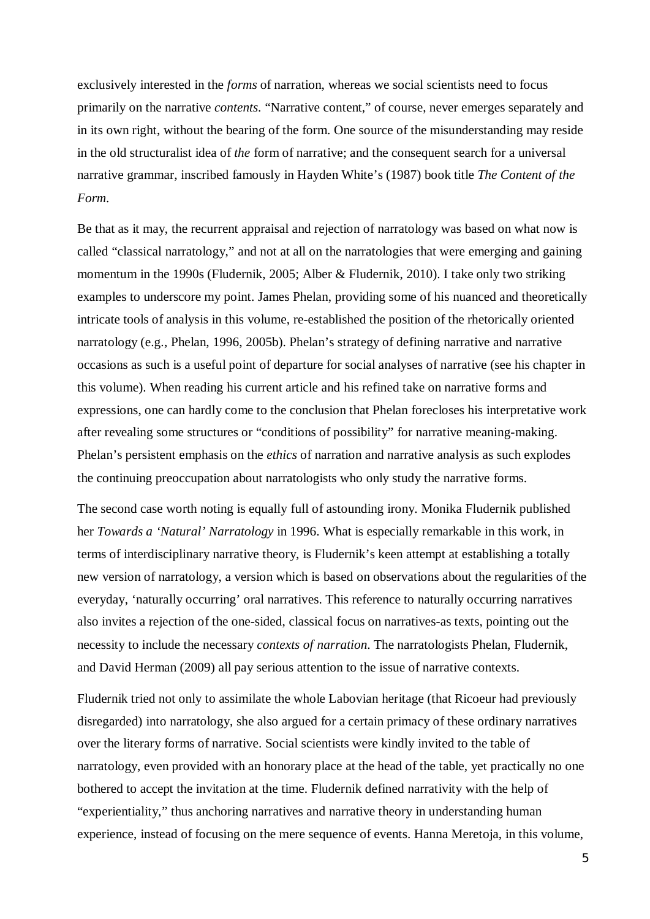exclusively interested in the *forms* of narration, whereas we social scientists need to focus primarily on the narrative *contents*. "Narrative content," of course, never emerges separately and in its own right, without the bearing of the form. One source of the misunderstanding may reside in the old structuralist idea of *the* form of narrative; and the consequent search for a universal narrative grammar, inscribed famously in Hayden White's (1987) book title *The Content of the Form*.

Be that as it may, the recurrent appraisal and rejection of narratology was based on what now is called "classical narratology," and not at all on the narratologies that were emerging and gaining momentum in the 1990s (Fludernik, 2005; Alber & Fludernik, 2010). I take only two striking examples to underscore my point. James Phelan, providing some of his nuanced and theoretically intricate tools of analysis in this volume, re-established the position of the rhetorically oriented narratology (e.g., Phelan, 1996, 2005b). Phelan's strategy of defining narrative and narrative occasions as such is a useful point of departure for social analyses of narrative (see his chapter in this volume). When reading his current article and his refined take on narrative forms and expressions, one can hardly come to the conclusion that Phelan forecloses his interpretative work after revealing some structures or "conditions of possibility" for narrative meaning-making. Phelan's persistent emphasis on the *ethics* of narration and narrative analysis as such explodes the continuing preoccupation about narratologists who only study the narrative forms.

The second case worth noting is equally full of astounding irony. Monika Fludernik published her *Towards a 'Natural' Narratology* in 1996. What is especially remarkable in this work, in terms of interdisciplinary narrative theory, is Fludernik's keen attempt at establishing a totally new version of narratology, a version which is based on observations about the regularities of the everyday, 'naturally occurring' oral narratives. This reference to naturally occurring narratives also invites a rejection of the one-sided, classical focus on narratives-as texts, pointing out the necessity to include the necessary *contexts of narration*. The narratologists Phelan, Fludernik, and David Herman (2009) all pay serious attention to the issue of narrative contexts.

Fludernik tried not only to assimilate the whole Labovian heritage (that Ricoeur had previously disregarded) into narratology, she also argued for a certain primacy of these ordinary narratives over the literary forms of narrative. Social scientists were kindly invited to the table of narratology, even provided with an honorary place at the head of the table, yet practically no one bothered to accept the invitation at the time. Fludernik defined narrativity with the help of "experientiality," thus anchoring narratives and narrative theory in understanding human experience, instead of focusing on the mere sequence of events. Hanna Meretoja, in this volume,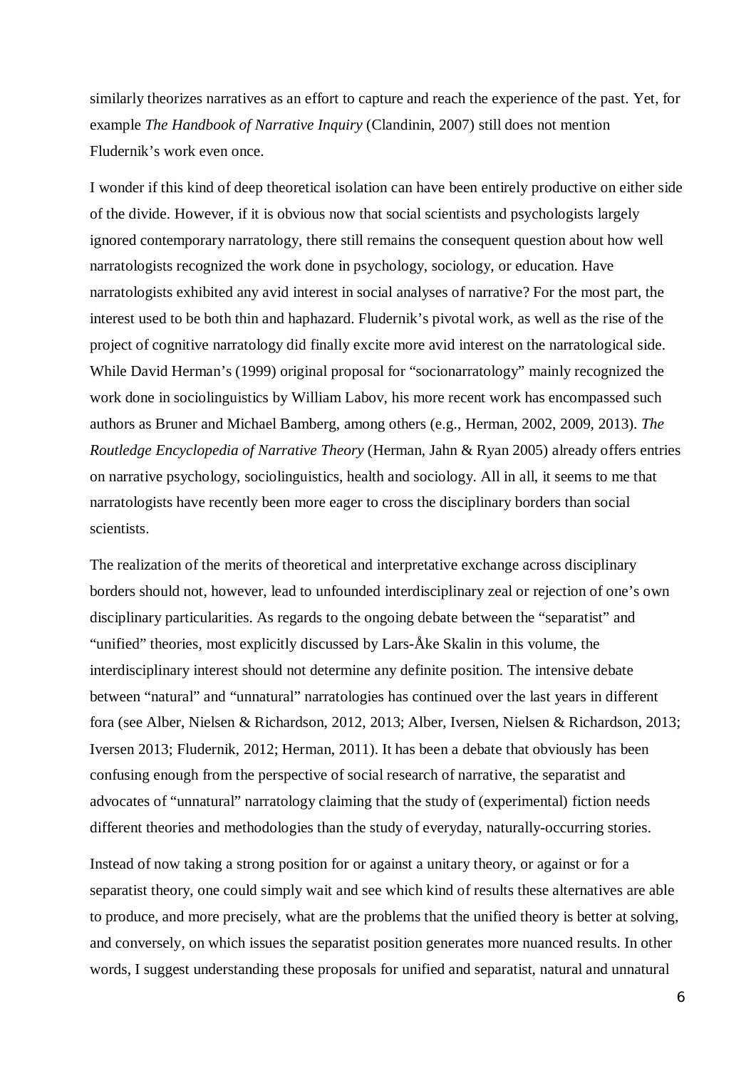similarly theorizes narratives as an effort to capture and reach the experience of the past. Yet, for example *The Handbook of Narrative Inquiry* (Clandinin, 2007) still does not mention Fludernik's work even once.

I wonder if this kind of deep theoretical isolation can have been entirely productive on either side of the divide. However, if it is obvious now that social scientists and psychologists largely ignored contemporary narratology, there still remains the consequent question about how well narratologists recognized the work done in psychology, sociology, or education. Have narratologists exhibited any avid interest in social analyses of narrative? For the most part, the interest used to be both thin and haphazard. Fludernik's pivotal work, as well as the rise of the project of cognitive narratology did finally excite more avid interest on the narratological side. While David Herman's (1999) original proposal for "socionarratology" mainly recognized the work done in sociolinguistics by William Labov, his more recent work has encompassed such authors as Bruner and Michael Bamberg, among others (e.g., Herman, 2002, 2009, 2013). *The Routledge Encyclopedia of Narrative Theory* (Herman, Jahn & Ryan 2005) already offers entries on narrative psychology, sociolinguistics, health and sociology. All in all, it seems to me that narratologists have recently been more eager to cross the disciplinary borders than social scientists.

The realization of the merits of theoretical and interpretative exchange across disciplinary borders should not, however, lead to unfounded interdisciplinary zeal or rejection of one's own disciplinary particularities. As regards to the ongoing debate between the "separatist" and "unified" theories, most explicitly discussed by Lars-Åke Skalin in this volume, the interdisciplinary interest should not determine any definite position. The intensive debate between "natural" and "unnatural" narratologies has continued over the last years in different fora (see Alber, Nielsen & Richardson, 2012, 2013; Alber, Iversen, Nielsen & Richardson, 2013; Iversen 2013; Fludernik, 2012; Herman, 2011). It has been a debate that obviously has been confusing enough from the perspective of social research of narrative, the separatist and advocates of "unnatural" narratology claiming that the study of (experimental) fiction needs different theories and methodologies than the study of everyday, naturally-occurring stories.

Instead of now taking a strong position for or against a unitary theory, or against or for a separatist theory, one could simply wait and see which kind of results these alternatives are able to produce, and more precisely, what are the problems that the unified theory is better at solving, and conversely, on which issues the separatist position generates more nuanced results. In other words, I suggest understanding these proposals for unified and separatist, natural and unnatural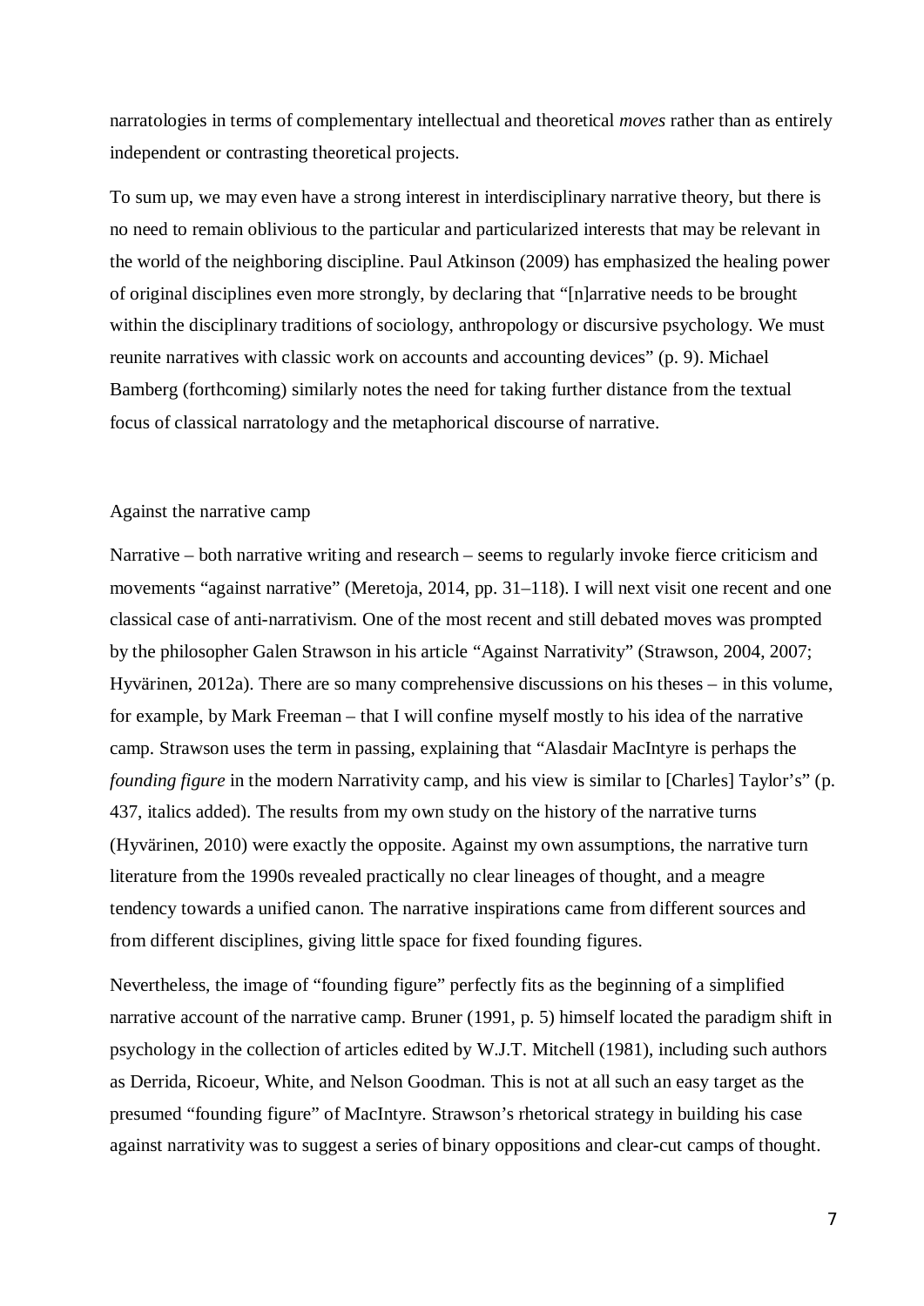narratologies in terms of complementary intellectual and theoretical *moves* rather than as entirely independent or contrasting theoretical projects.

To sum up, we may even have a strong interest in interdisciplinary narrative theory, but there is no need to remain oblivious to the particular and particularized interests that may be relevant in the world of the neighboring discipline. Paul Atkinson (2009) has emphasized the healing power of original disciplines even more strongly, by declaring that "[n]arrative needs to be brought within the disciplinary traditions of sociology, anthropology or discursive psychology. We must reunite narratives with classic work on accounts and accounting devices" (p. 9). Michael Bamberg (forthcoming) similarly notes the need for taking further distance from the textual focus of classical narratology and the metaphorical discourse of narrative.

## Against the narrative camp

Narrative – both narrative writing and research – seems to regularly invoke fierce criticism and movements "against narrative" (Meretoja, 2014, pp. 31–118). I will next visit one recent and one classical case of anti-narrativism. One of the most recent and still debated moves was prompted by the philosopher Galen Strawson in his article "Against Narrativity" (Strawson, 2004, 2007; Hyvärinen, 2012a). There are so many comprehensive discussions on his theses – in this volume, for example, by Mark Freeman – that I will confine myself mostly to his idea of the narrative camp. Strawson uses the term in passing, explaining that "Alasdair MacIntyre is perhaps the *founding figure* in the modern Narrativity camp, and his view is similar to [Charles] Taylor's" (p. 437, italics added). The results from my own study on the history of the narrative turns (Hyvärinen, 2010) were exactly the opposite. Against my own assumptions, the narrative turn literature from the 1990s revealed practically no clear lineages of thought, and a meagre tendency towards a unified canon. The narrative inspirations came from different sources and from different disciplines, giving little space for fixed founding figures.

Nevertheless, the image of "founding figure" perfectly fits as the beginning of a simplified narrative account of the narrative camp. Bruner (1991, p. 5) himself located the paradigm shift in psychology in the collection of articles edited by W.J.T. Mitchell (1981), including such authors as Derrida, Ricoeur, White, and Nelson Goodman. This is not at all such an easy target as the presumed "founding figure" of MacIntyre. Strawson's rhetorical strategy in building his case against narrativity was to suggest a series of binary oppositions and clear-cut camps of thought.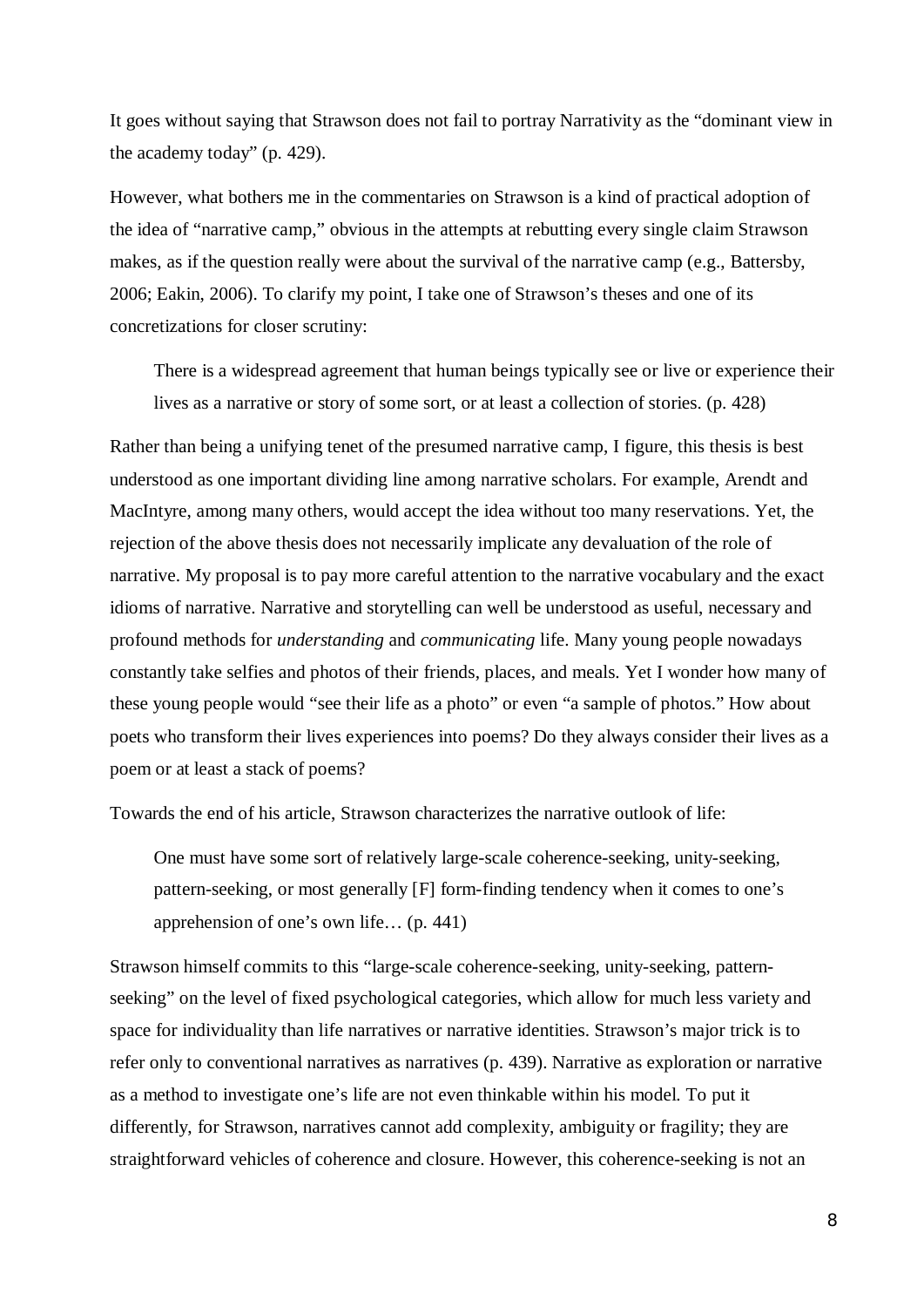It goes without saying that Strawson does not fail to portray Narrativity as the "dominant view in the academy today" (p. 429).

However, what bothers me in the commentaries on Strawson is a kind of practical adoption of the idea of "narrative camp," obvious in the attempts at rebutting every single claim Strawson makes, as if the question really were about the survival of the narrative camp (e.g., Battersby, 2006; Eakin, 2006). To clarify my point, I take one of Strawson's theses and one of its concretizations for closer scrutiny:

> There is a widespread agreement that human beings typically see or live or experience their lives as a narrative or story of some sort, or at least a collection of stories. (p. 428)

Rather than being a unifying tenet of the presumed narrative camp, I figure, this thesis is best understood as one important dividing line among narrative scholars. For example, Arendt and MacIntyre, among many others, would accept the idea without too many reservations. Yet, the rejection of the above thesis does not necessarily implicate any devaluation of the role of narrative. My proposal is to pay more careful attention to the narrative vocabulary and the exact idioms of narrative. Narrative and storytelling can well be understood as useful, necessary and profound methods for *understanding* and *communicating* life. Many young people nowadays constantly take selfies and photos of their friends, places, and meals. Yet I wonder how many of these young people would "see their life as a photo" or even "a sample of photos." How about poets who transform their lives experiences into poems? Do they always consider their lives as a poem or at least a stack of poems?

Towards the end of his article, Strawson characterizes the narrative outlook of life:

> One must have some sort of relatively large-scale coherence-seeking, unity-seeking, pattern-seeking, or most generally [F] form-finding tendency when it comes to one's apprehension of one's own life… (p. 441)

Strawson himself commits to this "large-scale coherence-seeking, unity-seeking, pattern-seeking" on the level of fixed psychological categories, which allow for much less variety and space for individuality than life narratives or narrative identities. Strawson's major trick is to refer only to conventional narratives as narratives (p. 439). Narrative as exploration or narrative as a method to investigate one's life are not even thinkable within his model. To put it differently, for Strawson, narratives cannot add complexity, ambiguity or fragility; they are straightforward vehicles of coherence and closure. However, this coherence-seeking is not an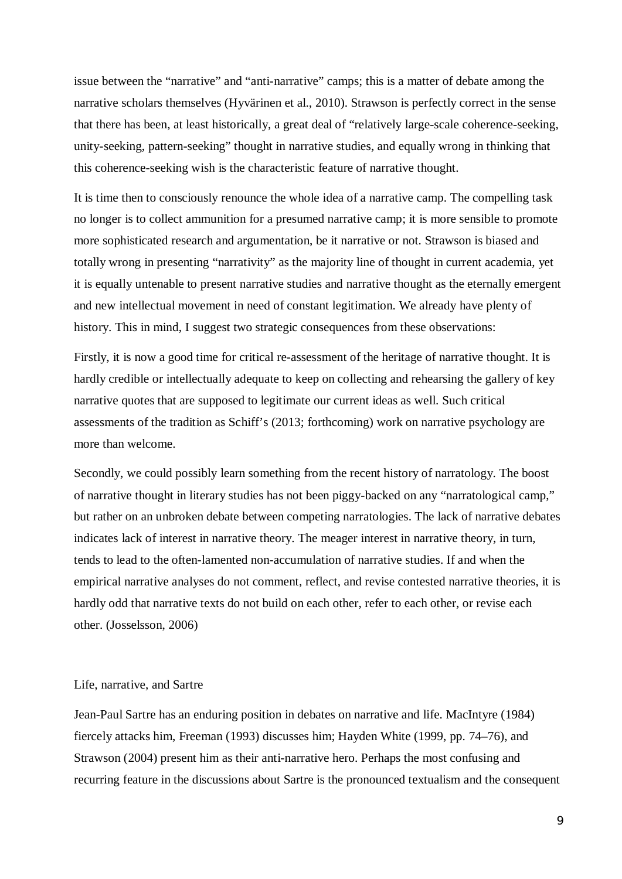issue between the "narrative" and "anti-narrative" camps; this is a matter of debate among the narrative scholars themselves (Hyvärinen et al., 2010). Strawson is perfectly correct in the sense that there has been, at least historically, a great deal of "relatively large-scale coherence-seeking, unity-seeking, pattern-seeking" thought in narrative studies, and equally wrong in thinking that this coherence-seeking wish is the characteristic feature of narrative thought.

It is time then to consciously renounce the whole idea of a narrative camp. The compelling task no longer is to collect ammunition for a presumed narrative camp; it is more sensible to promote more sophisticated research and argumentation, be it narrative or not. Strawson is biased and totally wrong in presenting "narrativity" as the majority line of thought in current academia, yet it is equally untenable to present narrative studies and narrative thought as the eternally emergent and new intellectual movement in need of constant legitimation. We already have plenty of history. This in mind, I suggest two strategic consequences from these observations:

Firstly, it is now a good time for critical re-assessment of the heritage of narrative thought. It is hardly credible or intellectually adequate to keep on collecting and rehearsing the gallery of key narrative quotes that are supposed to legitimate our current ideas as well. Such critical assessments of the tradition as Schiff's (2013; forthcoming) work on narrative psychology are more than welcome.

Secondly, we could possibly learn something from the recent history of narratology. The boost of narrative thought in literary studies has not been piggy-backed on any "narratological camp," but rather on an unbroken debate between competing narratologies. The lack of narrative debates indicates lack of interest in narrative theory. The meager interest in narrative theory, in turn, tends to lead to the often-lamented non-accumulation of narrative studies. If and when the empirical narrative analyses do not comment, reflect, and revise contested narrative theories, it is hardly odd that narrative texts do not build on each other, refer to each other, or revise each other. (Josselsson, 2006)

## Life, narrative, and Sartre

Jean-Paul Sartre has an enduring position in debates on narrative and life. MacIntyre (1984) fiercely attacks him, Freeman (1993) discusses him; Hayden White (1999, pp. 74–76), and Strawson (2004) present him as their anti-narrative hero. Perhaps the most confusing and recurring feature in the discussions about Sartre is the pronounced textualism and the consequent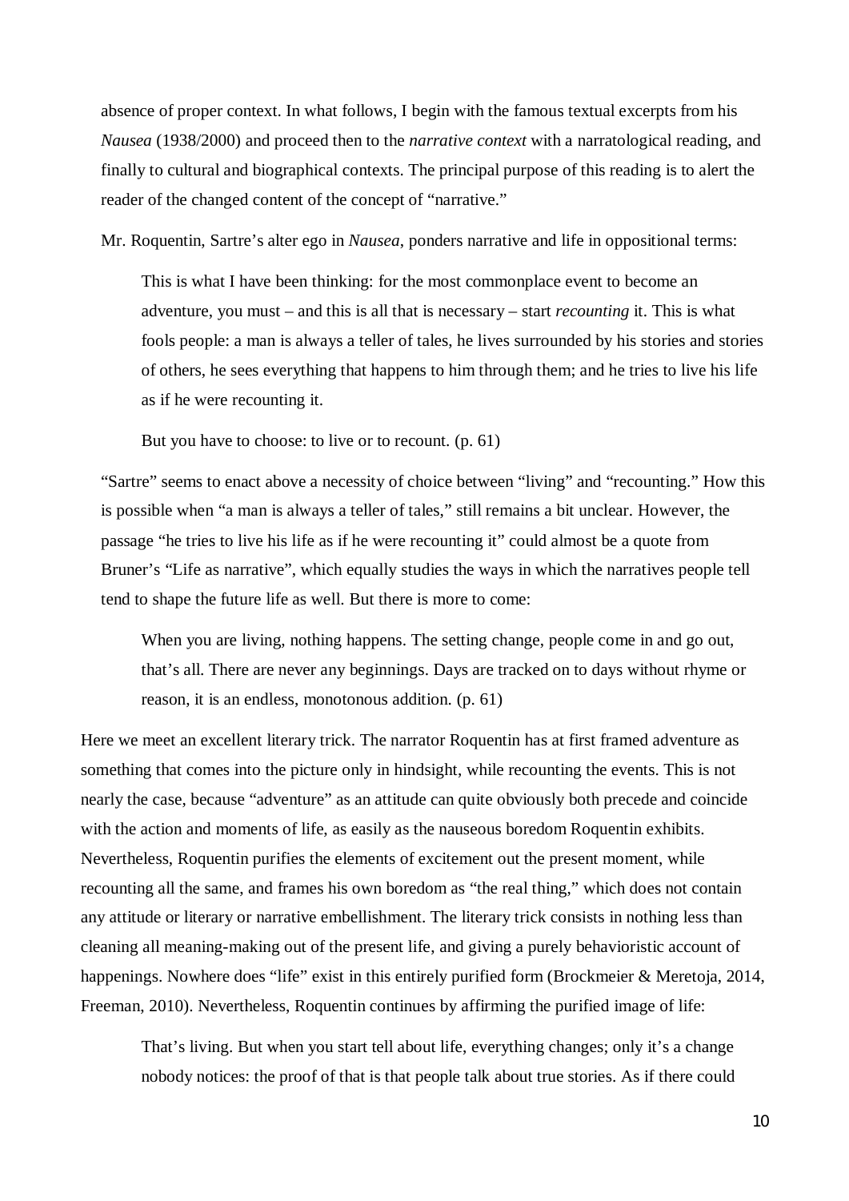absence of proper context. In what follows, I begin with the famous textual excerpts from his *Nausea* (1938/2000) and proceed then to the *narrative context* with a narratological reading, and finally to cultural and biographical contexts. The principal purpose of this reading is to alert the reader of the changed content of the concept of "narrative."

Mr. Roquentin, Sartre's alter ego in *Nausea*, ponders narrative and life in oppositional terms:

> This is what I have been thinking: for the most commonplace event to become an adventure, you must – and this is all that is necessary – start *recounting* it. This is what fools people: a man is always a teller of tales, he lives surrounded by his stories and stories of others, he sees everything that happens to him through them; and he tries to live his life as if he were recounting it.
>
> But you have to choose: to live or to recount. (p. 61)

"Sartre" seems to enact above a necessity of choice between "living" and "recounting." How this is possible when "a man is always a teller of tales," still remains a bit unclear. However, the passage "he tries to live his life as if he were recounting it" could almost be a quote from Bruner's "Life as narrative", which equally studies the ways in which the narratives people tell tend to shape the future life as well. But there is more to come:

> When you are living, nothing happens. The setting change, people come in and go out, that's all. There are never any beginnings. Days are tracked on to days without rhyme or reason, it is an endless, monotonous addition. (p. 61)

Here we meet an excellent literary trick. The narrator Roquentin has at first framed adventure as something that comes into the picture only in hindsight, while recounting the events. This is not nearly the case, because "adventure" as an attitude can quite obviously both precede and coincide with the action and moments of life, as easily as the nauseous boredom Roquentin exhibits. Nevertheless, Roquentin purifies the elements of excitement out the present moment, while recounting all the same, and frames his own boredom as "the real thing," which does not contain any attitude or literary or narrative embellishment. The literary trick consists in nothing less than cleaning all meaning-making out of the present life, and giving a purely behavioristic account of happenings. Nowhere does "life" exist in this entirely purified form (Brockmeier & Meretoja, 2014, Freeman, 2010). Nevertheless, Roquentin continues by affirming the purified image of life:

> That's living. But when you start tell about life, everything changes; only it's a change nobody notices: the proof of that is that people talk about true stories. As if there could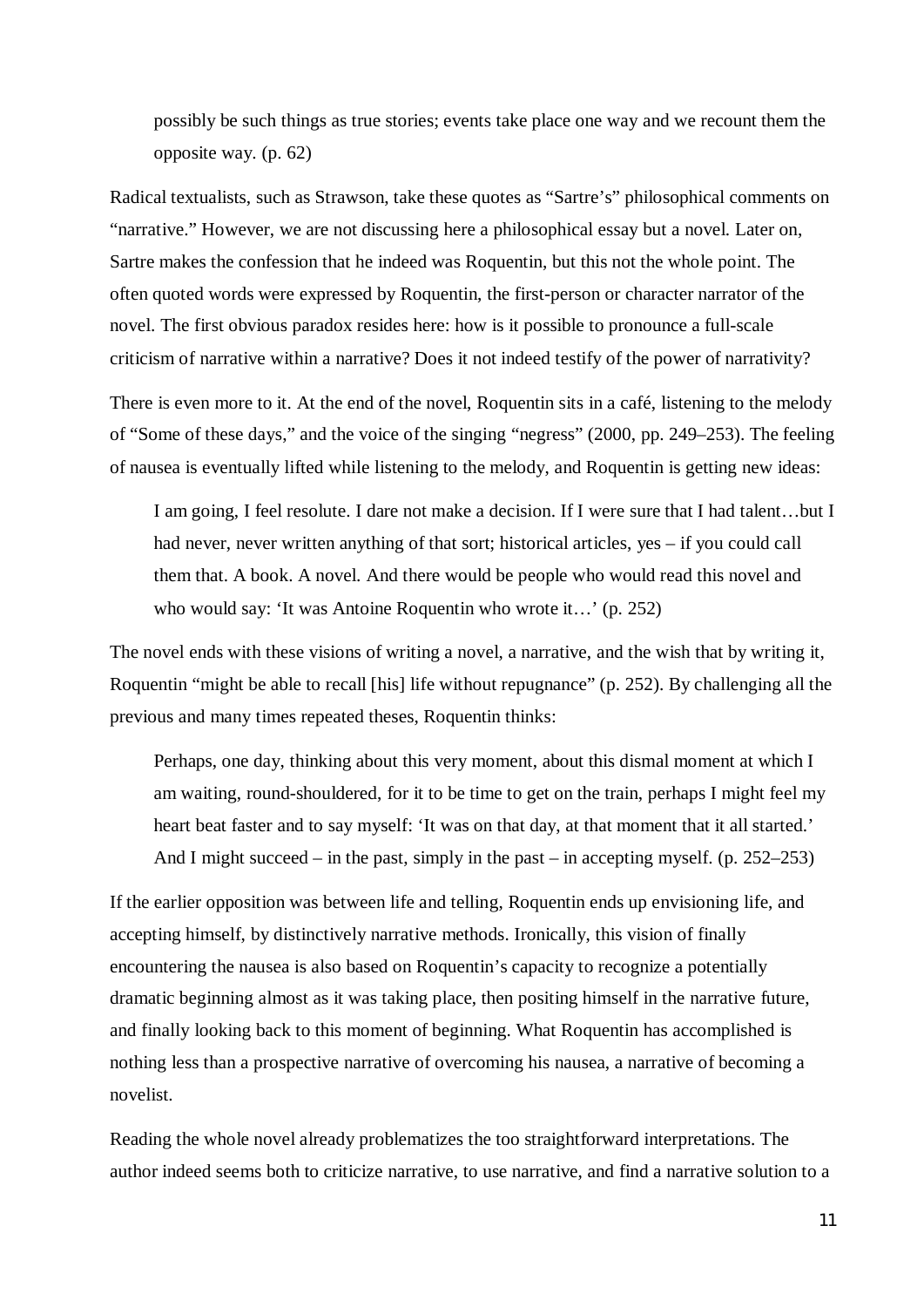> possibly be such things as true stories; events take place one way and we recount them the opposite way. (p. 62)

Radical textualists, such as Strawson, take these quotes as "Sartre's" philosophical comments on "narrative." However, we are not discussing here a philosophical essay but a novel. Later on, Sartre makes the confession that he indeed was Roquentin, but this not the whole point. The often quoted words were expressed by Roquentin, the first-person or character narrator of the novel. The first obvious paradox resides here: how is it possible to pronounce a full-scale criticism of narrative within a narrative? Does it not indeed testify of the power of narrativity?

There is even more to it. At the end of the novel, Roquentin sits in a café, listening to the melody of "Some of these days," and the voice of the singing "negress" (2000, pp. 249–253). The feeling of nausea is eventually lifted while listening to the melody, and Roquentin is getting new ideas:

> I am going, I feel resolute. I dare not make a decision. If I were sure that I had talent…but I had never, never written anything of that sort; historical articles, yes – if you could call them that. A book. A novel. And there would be people who would read this novel and who would say: 'It was Antoine Roquentin who wrote it…' (p. 252)

The novel ends with these visions of writing a novel, a narrative, and the wish that by writing it, Roquentin "might be able to recall [his] life without repugnance" (p. 252). By challenging all the previous and many times repeated theses, Roquentin thinks:

> Perhaps, one day, thinking about this very moment, about this dismal moment at which I am waiting, round-shouldered, for it to be time to get on the train, perhaps I might feel my heart beat faster and to say myself: 'It was on that day, at that moment that it all started.' And I might succeed – in the past, simply in the past – in accepting myself. (p. 252–253)

If the earlier opposition was between life and telling, Roquentin ends up envisioning life, and accepting himself, by distinctively narrative methods. Ironically, this vision of finally encountering the nausea is also based on Roquentin's capacity to recognize a potentially dramatic beginning almost as it was taking place, then positing himself in the narrative future, and finally looking back to this moment of beginning. What Roquentin has accomplished is nothing less than a prospective narrative of overcoming his nausea, a narrative of becoming a novelist.

Reading the whole novel already problematizes the too straightforward interpretations. The author indeed seems both to criticize narrative, to use narrative, and find a narrative solution to a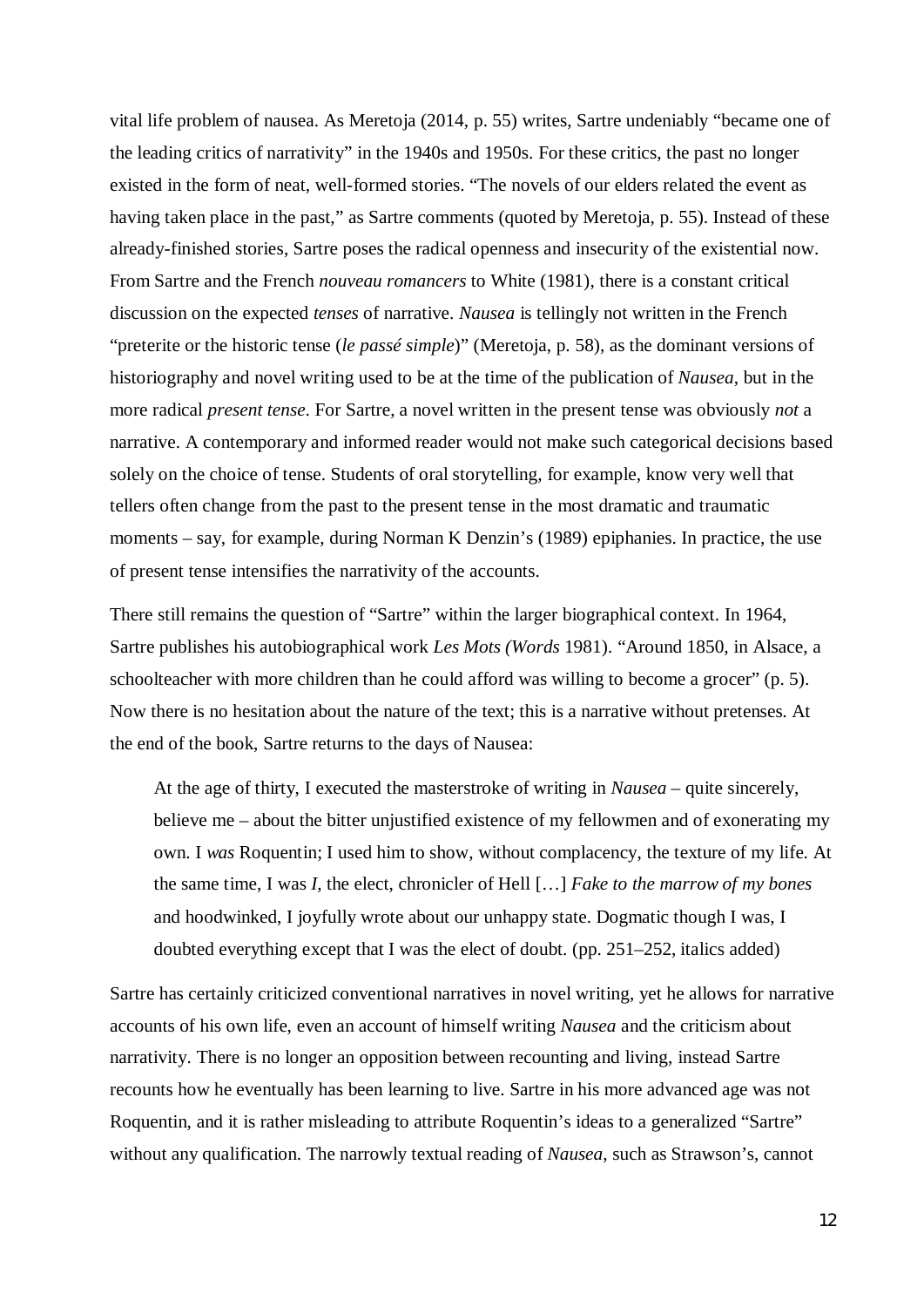vital life problem of nausea. As Meretoja (2014, p. 55) writes, Sartre undeniably "became one of the leading critics of narrativity" in the 1940s and 1950s. For these critics, the past no longer existed in the form of neat, well-formed stories. "The novels of our elders related the event as having taken place in the past," as Sartre comments (quoted by Meretoja, p. 55). Instead of these already-finished stories, Sartre poses the radical openness and insecurity of the existential now. From Sartre and the French *nouveau romancers* to White (1981), there is a constant critical discussion on the expected *tenses* of narrative. *Nausea* is tellingly not written in the French "preterite or the historic tense (*le passé simple*)" (Meretoja, p. 58), as the dominant versions of historiography and novel writing used to be at the time of the publication of *Nausea*, but in the more radical *present tense*. For Sartre, a novel written in the present tense was obviously *not* a narrative. A contemporary and informed reader would not make such categorical decisions based solely on the choice of tense. Students of oral storytelling, for example, know very well that tellers often change from the past to the present tense in the most dramatic and traumatic moments – say, for example, during Norman K Denzin's (1989) epiphanies. In practice, the use of present tense intensifies the narrativity of the accounts.

There still remains the question of "Sartre" within the larger biographical context. In 1964, Sartre publishes his autobiographical work *Les Mots (Words* 1981). "Around 1850, in Alsace, a schoolteacher with more children than he could afford was willing to become a grocer" (p. 5). Now there is no hesitation about the nature of the text; this is a narrative without pretenses. At the end of the book, Sartre returns to the days of Nausea:

> At the age of thirty, I executed the masterstroke of writing in *Nausea* – quite sincerely, believe me – about the bitter unjustified existence of my fellowmen and of exonerating my own. I *was* Roquentin; I used him to show, without complacency, the texture of my life. At the same time, I was *I*, the elect, chronicler of Hell […] *Fake to the marrow of my bones* and hoodwinked, I joyfully wrote about our unhappy state. Dogmatic though I was, I doubted everything except that I was the elect of doubt. (pp. 251–252, italics added)

Sartre has certainly criticized conventional narratives in novel writing, yet he allows for narrative accounts of his own life, even an account of himself writing *Nausea* and the criticism about narrativity. There is no longer an opposition between recounting and living, instead Sartre recounts how he eventually has been learning to live. Sartre in his more advanced age was not Roquentin, and it is rather misleading to attribute Roquentin's ideas to a generalized "Sartre" without any qualification. The narrowly textual reading of *Nausea*, such as Strawson's, cannot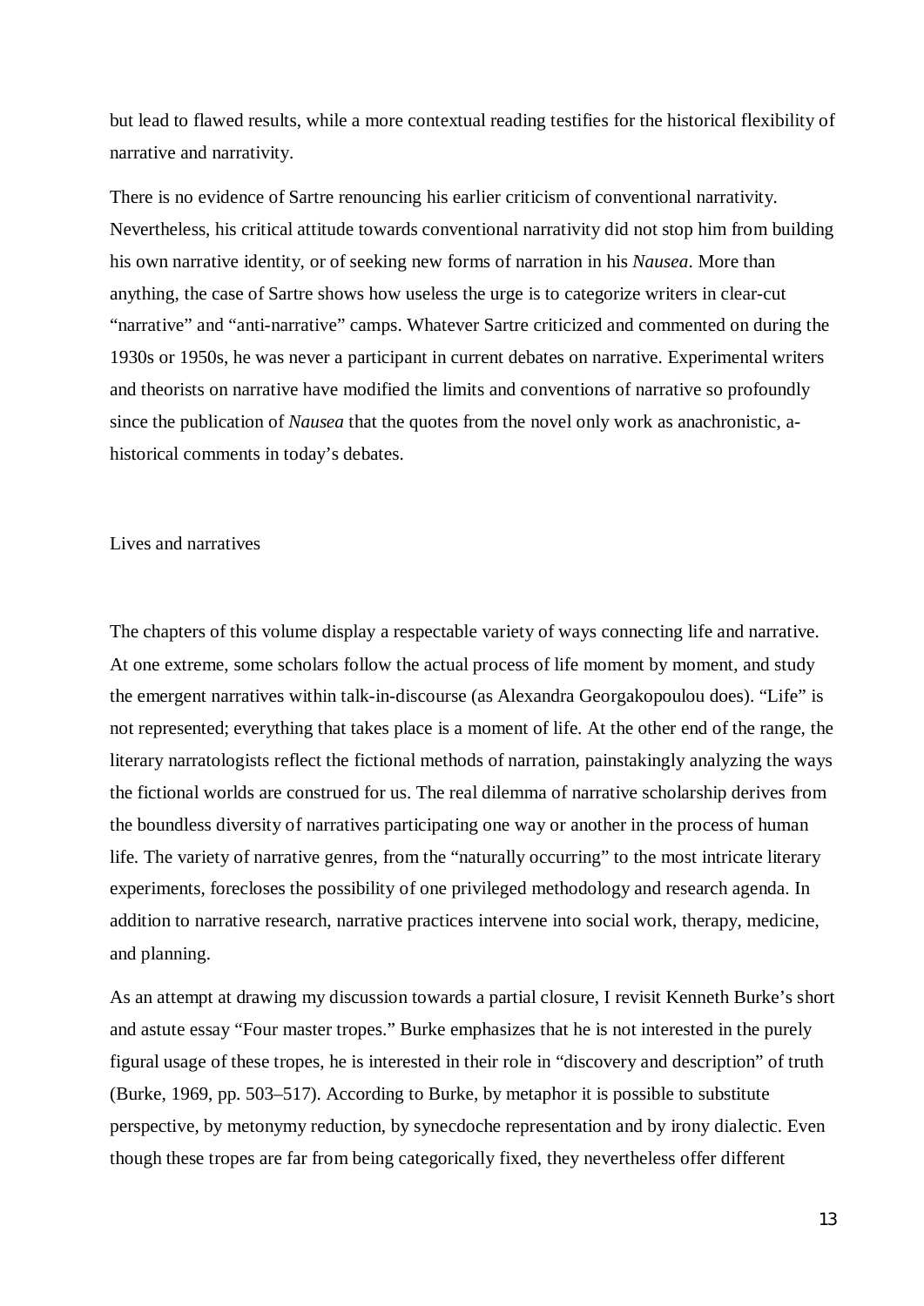but lead to flawed results, while a more contextual reading testifies for the historical flexibility of narrative and narrativity.

There is no evidence of Sartre renouncing his earlier criticism of conventional narrativity. Nevertheless, his critical attitude towards conventional narrativity did not stop him from building his own narrative identity, or of seeking new forms of narration in his *Nausea*. More than anything, the case of Sartre shows how useless the urge is to categorize writers in clear-cut "narrative" and "anti-narrative" camps. Whatever Sartre criticized and commented on during the 1930s or 1950s, he was never a participant in current debates on narrative. Experimental writers and theorists on narrative have modified the limits and conventions of narrative so profoundly since the publication of *Nausea* that the quotes from the novel only work as anachronistic, a-historical comments in today's debates.

## Lives and narratives

The chapters of this volume display a respectable variety of ways connecting life and narrative. At one extreme, some scholars follow the actual process of life moment by moment, and study the emergent narratives within talk-in-discourse (as Alexandra Georgakopoulou does). "Life" is not represented; everything that takes place is a moment of life. At the other end of the range, the literary narratologists reflect the fictional methods of narration, painstakingly analyzing the ways the fictional worlds are construed for us. The real dilemma of narrative scholarship derives from the boundless diversity of narratives participating one way or another in the process of human life. The variety of narrative genres, from the "naturally occurring" to the most intricate literary experiments, forecloses the possibility of one privileged methodology and research agenda. In addition to narrative research, narrative practices intervene into social work, therapy, medicine, and planning.

As an attempt at drawing my discussion towards a partial closure, I revisit Kenneth Burke's short and astute essay "Four master tropes." Burke emphasizes that he is not interested in the purely figural usage of these tropes, he is interested in their role in "discovery and description" of truth (Burke, 1969, pp. 503–517). According to Burke, by metaphor it is possible to substitute perspective, by metonymy reduction, by synecdoche representation and by irony dialectic. Even though these tropes are far from being categorically fixed, they nevertheless offer different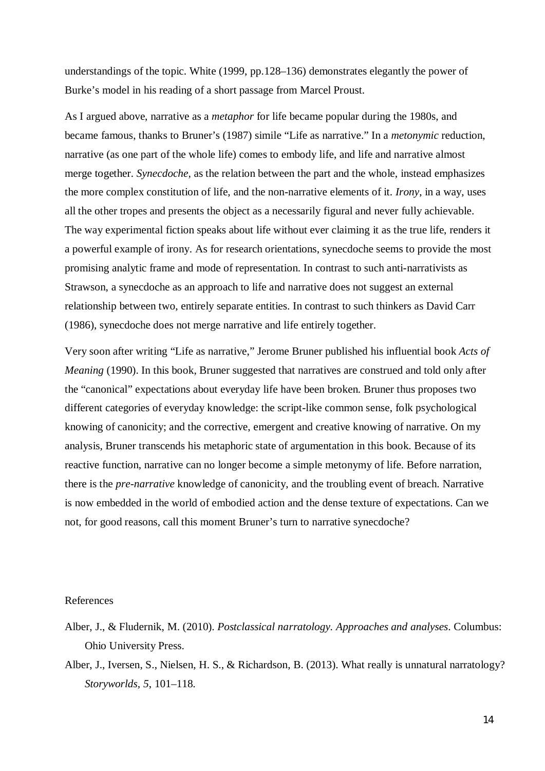understandings of the topic. White (1999, pp.128–136) demonstrates elegantly the power of Burke's model in his reading of a short passage from Marcel Proust.

As I argued above, narrative as a *metaphor* for life became popular during the 1980s, and became famous, thanks to Bruner's (1987) simile "Life as narrative." In a *metonymic* reduction, narrative (as one part of the whole life) comes to embody life, and life and narrative almost merge together. *Synecdoche,* as the relation between the part and the whole, instead emphasizes the more complex constitution of life, and the non-narrative elements of it. *Irony*, in a way, uses all the other tropes and presents the object as a necessarily figural and never fully achievable. The way experimental fiction speaks about life without ever claiming it as the true life, renders it a powerful example of irony. As for research orientations, synecdoche seems to provide the most promising analytic frame and mode of representation. In contrast to such anti-narrativists as Strawson, a synecdoche as an approach to life and narrative does not suggest an external relationship between two, entirely separate entities. In contrast to such thinkers as David Carr (1986), synecdoche does not merge narrative and life entirely together.

Very soon after writing "Life as narrative," Jerome Bruner published his influential book *Acts of Meaning* (1990). In this book, Bruner suggested that narratives are construed and told only after the "canonical" expectations about everyday life have been broken. Bruner thus proposes two different categories of everyday knowledge: the script-like common sense, folk psychological knowing of canonicity; and the corrective, emergent and creative knowing of narrative. On my analysis, Bruner transcends his metaphoric state of argumentation in this book. Because of its reactive function, narrative can no longer become a simple metonymy of life. Before narration, there is the *pre-narrative* knowledge of canonicity, and the troubling event of breach. Narrative is now embedded in the world of embodied action and the dense texture of expectations. Can we not, for good reasons, call this moment Bruner's turn to narrative synecdoche?

## References

Alber, J., & Fludernik, M. (2010). *Postclassical narratology. Approaches and analyses*. Columbus: Ohio University Press.

Alber, J., Iversen, S., Nielsen, H. S., & Richardson, B. (2013). What really is unnatural narratology? *Storyworlds, 5*, 101–118.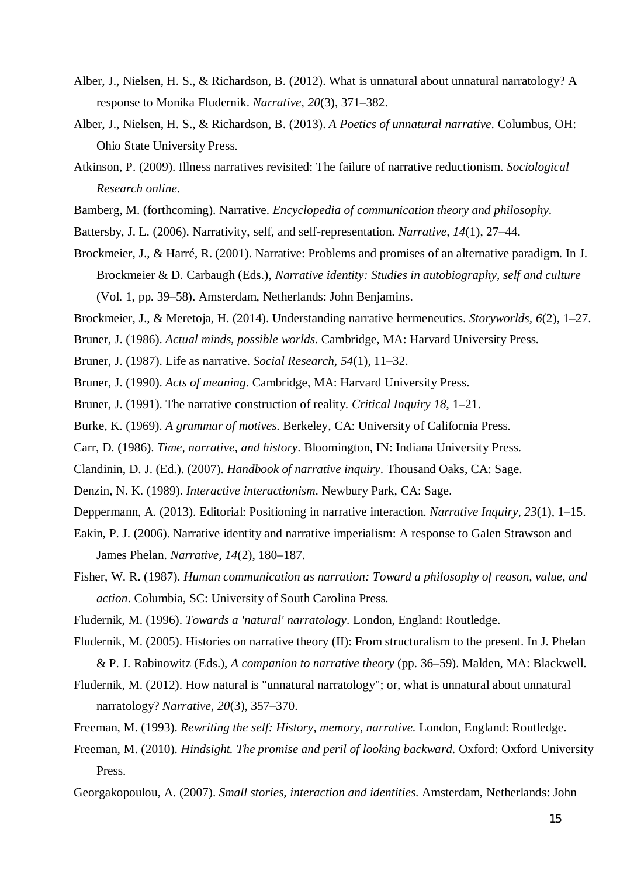Alber, J., Nielsen, H. S., & Richardson, B. (2012). What is unnatural about unnatural narratology? A response to Monika Fludernik. *Narrative, 20*(3), 371–382.

Alber, J., Nielsen, H. S., & Richardson, B. (2013). *A Poetics of unnatural narrative*. Columbus, OH: Ohio State University Press.

Atkinson, P. (2009). Illness narratives revisited: The failure of narrative reductionism. *Sociological Research online*.

Bamberg, M. (forthcoming). Narrative. *Encyclopedia of communication theory and philosophy*.

Battersby, J. L. (2006). Narrativity, self, and self-representation. *Narrative, 14*(1), 27–44.

Brockmeier, J., & Harré, R. (2001). Narrative: Problems and promises of an alternative paradigm. In J. Brockmeier & D. Carbaugh (Eds.), *Narrative identity: Studies in autobiography, self and culture* (Vol. 1, pp. 39–58). Amsterdam, Netherlands: John Benjamins.

Brockmeier, J., & Meretoja, H. (2014). Understanding narrative hermeneutics. *Storyworlds, 6*(2), 1–27.

Bruner, J. (1986). *Actual minds, possible worlds*. Cambridge, MA: Harvard University Press.

Bruner, J. (1987). Life as narrative. *Social Research, 54*(1), 11–32.

Bruner, J. (1990). *Acts of meaning*. Cambridge, MA: Harvard University Press.

Bruner, J. (1991). The narrative construction of reality. *Critical Inquiry 18*, 1–21.

Burke, K. (1969). *A grammar of motives*. Berkeley, CA: University of California Press.

Carr, D. (1986). *Time, narrative, and history*. Bloomington, IN: Indiana University Press.

Clandinin, D. J. (Ed.). (2007). *Handbook of narrative inquiry*. Thousand Oaks, CA: Sage.

Denzin, N. K. (1989). *Interactive interactionism*. Newbury Park, CA: Sage.

Deppermann, A. (2013). Editorial: Positioning in narrative interaction. *Narrative Inquiry, 23*(1), 1–15.

Eakin, P. J. (2006). Narrative identity and narrative imperialism: A response to Galen Strawson and James Phelan. *Narrative, 14*(2), 180–187.

Fisher, W. R. (1987). *Human communication as narration: Toward a philosophy of reason, value, and action*. Columbia, SC: University of South Carolina Press.

Fludernik, M. (1996). *Towards a 'natural' narratology*. London, England: Routledge.

Fludernik, M. (2005). Histories on narrative theory (II): From structuralism to the present. In J. Phelan & P. J. Rabinowitz (Eds.), *A companion to narrative theory* (pp. 36–59). Malden, MA: Blackwell.

Fludernik, M. (2012). How natural is "unnatural narratology"; or, what is unnatural about unnatural narratology? *Narrative, 20*(3), 357–370.

Freeman, M. (1993). *Rewriting the self: History, memory, narrative*. London, England: Routledge.

Freeman, M. (2010). *Hindsight. The promise and peril of looking backward*. Oxford: Oxford University Press.

Georgakopoulou, A. (2007). *Small stories, interaction and identities*. Amsterdam, Netherlands: John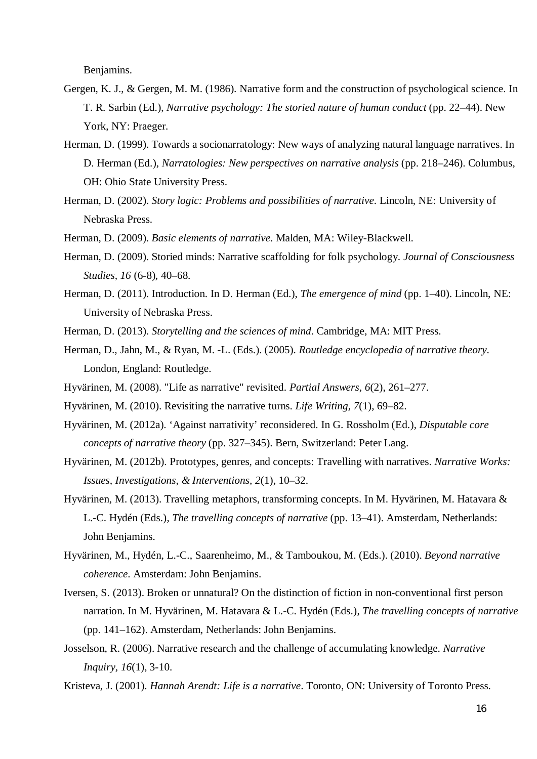Benjamins.

Gergen, K. J., & Gergen, M. M. (1986). Narrative form and the construction of psychological science. In T. R. Sarbin (Ed.), *Narrative psychology: The storied nature of human conduct* (pp. 22–44). New York, NY: Praeger.

Herman, D. (1999). Towards a socionarratology: New ways of analyzing natural language narratives. In D. Herman (Ed.), *Narratologies: New perspectives on narrative analysis* (pp. 218–246). Columbus, OH: Ohio State University Press.

Herman, D. (2002). *Story logic: Problems and possibilities of narrative*. Lincoln, NE: University of Nebraska Press.

Herman, D. (2009). *Basic elements of narrative*. Malden, MA: Wiley-Blackwell.

Herman, D. (2009). Storied minds: Narrative scaffolding for folk psychology. *Journal of Consciousness Studies, 16* (6-8), 40–68.

Herman, D. (2011). Introduction. In D. Herman (Ed.), *The emergence of mind* (pp. 1–40). Lincoln, NE: University of Nebraska Press.

Herman, D. (2013). *Storytelling and the sciences of mind*. Cambridge, MA: MIT Press.

Herman, D., Jahn, M., & Ryan, M. -L. (Eds.). (2005). *Routledge encyclopedia of narrative theory*. London, England: Routledge.

Hyvärinen, M. (2008). "Life as narrative" revisited. *Partial Answers, 6*(2), 261–277.

Hyvärinen, M. (2010). Revisiting the narrative turns. *Life Writing, 7*(1), 69–82.

Hyvärinen, M. (2012a). 'Against narrativity' reconsidered. In G. Rossholm (Ed.), *Disputable core concepts of narrative theory* (pp. 327–345). Bern, Switzerland: Peter Lang.

Hyvärinen, M. (2012b). Prototypes, genres, and concepts: Travelling with narratives. *Narrative Works: Issues, Investigations, & Interventions, 2*(1), 10–32.

Hyvärinen, M. (2013). Travelling metaphors, transforming concepts. In M. Hyvärinen, M. Hatavara & L.-C. Hydén (Eds.), *The travelling concepts of narrative* (pp. 13–41). Amsterdam, Netherlands: John Benjamins.

Hyvärinen, M., Hydén, L.-C., Saarenheimo, M., & Tamboukou, M. (Eds.). (2010). *Beyond narrative coherence*. Amsterdam: John Benjamins.

Iversen, S. (2013). Broken or unnatural? On the distinction of fiction in non-conventional first person narration. In M. Hyvärinen, M. Hatavara & L.-C. Hydén (Eds.), *The travelling concepts of narrative* (pp. 141–162). Amsterdam, Netherlands: John Benjamins.

Josselson, R. (2006). Narrative research and the challenge of accumulating knowledge. *Narrative Inquiry, 16*(1), 3-10.

Kristeva, J. (2001). *Hannah Arendt: Life is a narrative*. Toronto, ON: University of Toronto Press.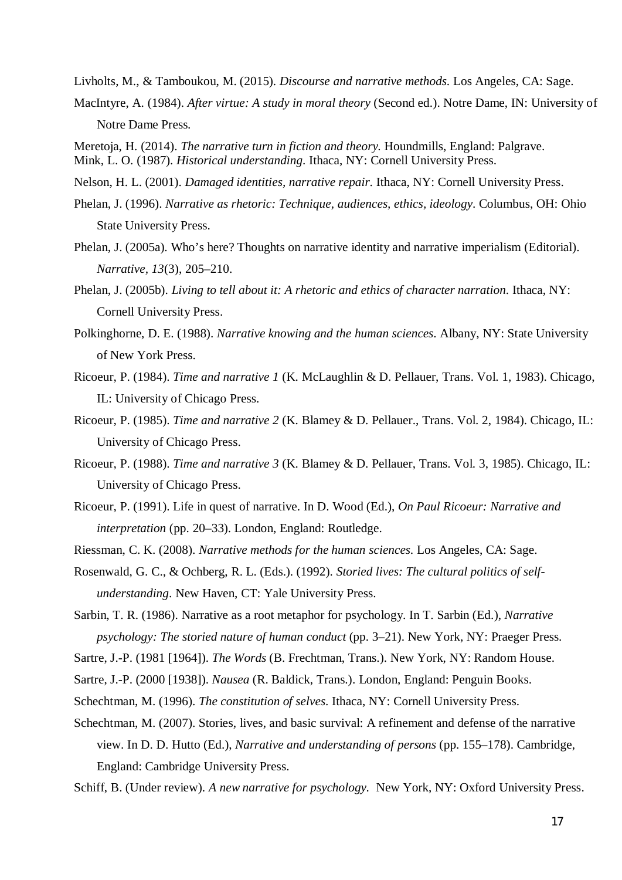Livholts, M., & Tamboukou, M. (2015). *Discourse and narrative methods*. Los Angeles, CA: Sage.

MacIntyre, A. (1984). *After virtue: A study in moral theory* (Second ed.). Notre Dame, IN: University of Notre Dame Press.

Meretoja, H. (2014). *The narrative turn in fiction and theory.* Houndmills, England: Palgrave.

Mink, L. O. (1987). *Historical understanding*. Ithaca, NY: Cornell University Press.

Nelson, H. L. (2001). *Damaged identities, narrative repair.* Ithaca, NY: Cornell University Press.

Phelan, J. (1996). *Narrative as rhetoric: Technique, audiences, ethics, ideology*. Columbus, OH: Ohio State University Press.

Phelan, J. (2005a). Who's here? Thoughts on narrative identity and narrative imperialism (Editorial). *Narrative, 13*(3), 205–210.

Phelan, J. (2005b). *Living to tell about it: A rhetoric and ethics of character narration.* Ithaca, NY: Cornell University Press.

Polkinghorne, D. E. (1988). *Narrative knowing and the human sciences*. Albany, NY: State University of New York Press.

Ricoeur, P. (1984). *Time and narrative 1* (K. McLaughlin & D. Pellauer, Trans. Vol. 1, 1983). Chicago, IL: University of Chicago Press.

Ricoeur, P. (1985). *Time and narrative 2* (K. Blamey & D. Pellauer., Trans. Vol. 2, 1984). Chicago, IL: University of Chicago Press.

Ricoeur, P. (1988). *Time and narrative 3* (K. Blamey & D. Pellauer, Trans. Vol. 3, 1985). Chicago, IL: University of Chicago Press.

Ricoeur, P. (1991). Life in quest of narrative. In D. Wood (Ed.), *On Paul Ricoeur: Narrative and interpretation* (pp. 20–33). London, England: Routledge.

Riessman, C. K. (2008). *Narrative methods for the human sciences.* Los Angeles, CA: Sage.

Rosenwald, G. C., & Ochberg, R. L. (Eds.). (1992). *Storied lives: The cultural politics of self-understanding*. New Haven, CT: Yale University Press.

Sarbin, T. R. (1986). Narrative as a root metaphor for psychology. In T. Sarbin (Ed.), *Narrative psychology: The storied nature of human conduct* (pp. 3–21). New York, NY: Praeger Press.

Sartre, J.-P. (1981 [1964]). *The Words* (B. Frechtman, Trans.). New York, NY: Random House.

Sartre, J.-P. (2000 [1938]). *Nausea* (R. Baldick, Trans.). London, England: Penguin Books.

Schechtman, M. (1996). *The constitution of selves.* Ithaca, NY: Cornell University Press.

Schechtman, M. (2007). Stories, lives, and basic survival: A refinement and defense of the narrative view. In D. D. Hutto (Ed.), *Narrative and understanding of persons* (pp. 155–178). Cambridge, England: Cambridge University Press.

Schiff, B. (Under review). *A new narrative for psychology.* New York, NY: Oxford University Press.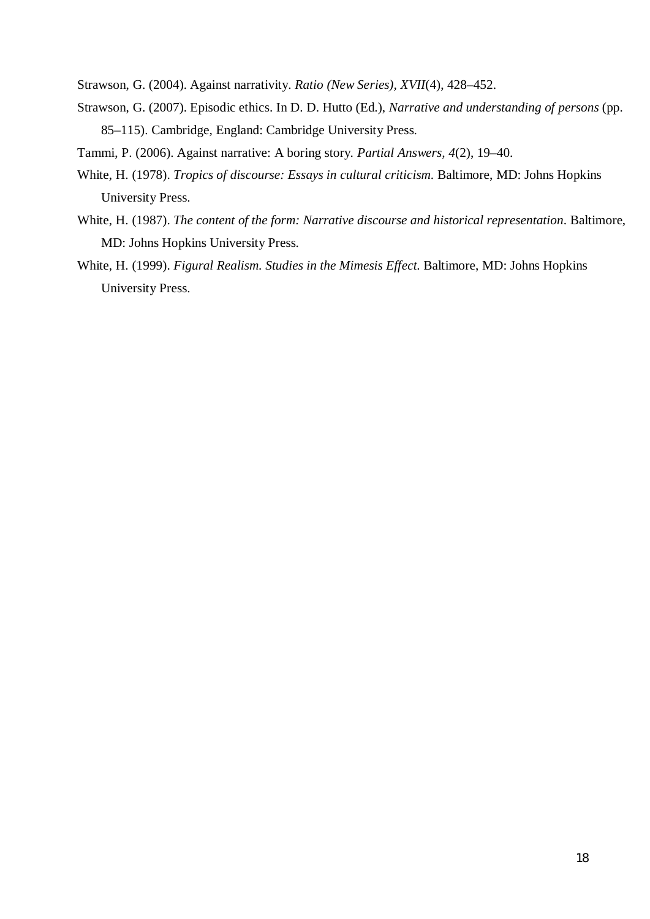Strawson, G. (2004). Against narrativity. *Ratio (New Series), XVII*(4), 428–452.

Strawson, G. (2007). Episodic ethics. In D. D. Hutto (Ed.), *Narrative and understanding of persons* (pp. 85–115). Cambridge, England: Cambridge University Press.

Tammi, P. (2006). Against narrative: A boring story. *Partial Answers, 4*(2), 19–40.

White, H. (1978). *Tropics of discourse: Essays in cultural criticism*. Baltimore, MD: Johns Hopkins University Press.

White, H. (1987). *The content of the form: Narrative discourse and historical representation*. Baltimore, MD: Johns Hopkins University Press.

White, H. (1999). *Figural Realism. Studies in the Mimesis Effect*. Baltimore, MD: Johns Hopkins University Press.